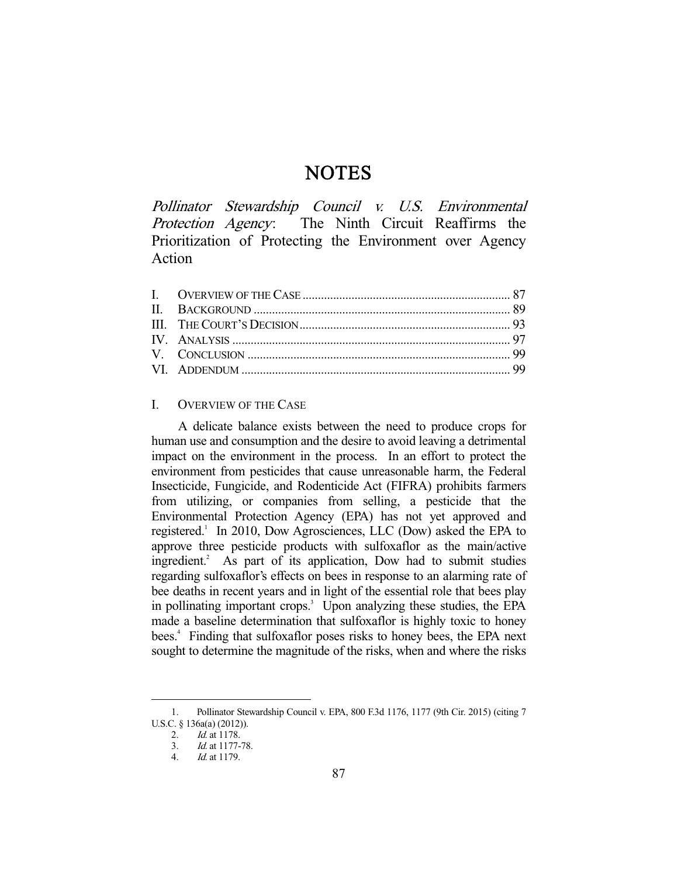# NOTES

## *Pollinator Stewardship Council v. U.S. Environmental Protection Agency*: The Ninth Circuit Reaffirms the Prioritization of Protecting the Environment over Agency Action

| | |
|---|---|
| I. OVERVIEW OF THE CASE | 87 |
| II. BACKGROUND | 89 |
| III. THE COURT'S DECISION | 93 |
| IV. ANALYSIS | 97 |
| V. CONCLUSION | 99 |
| VI. ADDENDUM | 99 |

### I. OVERVIEW OF THE CASE

A delicate balance exists between the need to produce crops for human use and consumption and the desire to avoid leaving a detrimental impact on the environment in the process. In an effort to protect the environment from pesticides that cause unreasonable harm, the Federal Insecticide, Fungicide, and Rodenticide Act (FIFRA) prohibits farmers from utilizing, or companies from selling, a pesticide that the Environmental Protection Agency (EPA) has not yet approved and registered.[1] In 2010, Dow Agrosciences, LLC (Dow) asked the EPA to approve three pesticide products with sulfoxaflor as the main/active ingredient.[2] As part of its application, Dow had to submit studies regarding sulfoxaflor's effects on bees in response to an alarming rate of bee deaths in recent years and in light of the essential role that bees play in pollinating important crops.[3] Upon analyzing these studies, the EPA made a baseline determination that sulfoxaflor is highly toxic to honey bees.[4] Finding that sulfoxaflor poses risks to honey bees, the EPA next sought to determine the magnitude of the risks, when and where the risks

1. Pollinator Stewardship Council v. EPA, 800 F.3d 1176, 1177 (9th Cir. 2015) (citing 7 U.S.C. § 136a(a) (2012)).
2. *Id.* at 1178.
3. *Id.* at 1177-78.
4. *Id.* at 1179.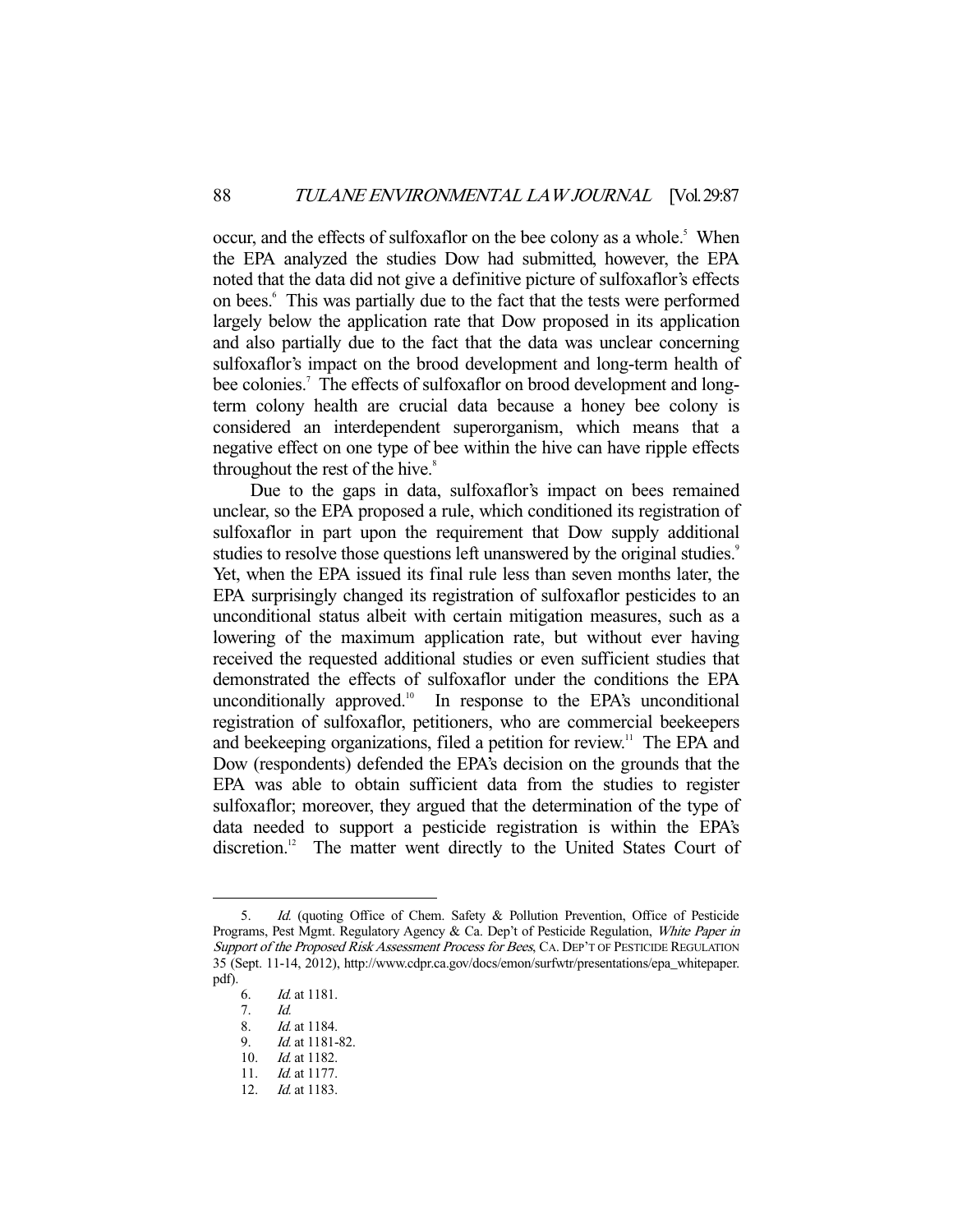occur, and the effects of sulfoxaflor on the bee colony as a whole.[5] When the EPA analyzed the studies Dow had submitted, however, the EPA noted that the data did not give a definitive picture of sulfoxaflor's effects on bees.[6] This was partially due to the fact that the tests were performed largely below the application rate that Dow proposed in its application and also partially due to the fact that the data was unclear concerning sulfoxaflor's impact on the brood development and long-term health of bee colonies.[7] The effects of sulfoxaflor on brood development and long-term colony health are crucial data because a honey bee colony is considered an interdependent superorganism, which means that a negative effect on one type of bee within the hive can have ripple effects throughout the rest of the hive.[8]

Due to the gaps in data, sulfoxaflor's impact on bees remained unclear, so the EPA proposed a rule, which conditioned its registration of sulfoxaflor in part upon the requirement that Dow supply additional studies to resolve those questions left unanswered by the original studies.[9] Yet, when the EPA issued its final rule less than seven months later, the EPA surprisingly changed its registration of sulfoxaflor pesticides to an unconditional status albeit with certain mitigation measures, such as a lowering of the maximum application rate, but without ever having received the requested additional studies or even sufficient studies that demonstrated the effects of sulfoxaflor under the conditions the EPA unconditionally approved.[10] In response to the EPA's unconditional registration of sulfoxaflor, petitioners, who are commercial beekeepers and beekeeping organizations, filed a petition for review.[11] The EPA and Dow (respondents) defended the EPA's decision on the grounds that the EPA was able to obtain sufficient data from the studies to register sulfoxaflor; moreover, they argued that the determination of the type of data needed to support a pesticide registration is within the EPA's discretion.[12] The matter went directly to the United States Court of

---

5. *Id.* (quoting Office of Chem. Safety & Pollution Prevention, Office of Pesticide Programs, Pest Mgmt. Regulatory Agency & Ca. Dep't of Pesticide Regulation, *White Paper in Support of the Proposed Risk Assessment Process for Bees*, CA. DEP'T OF PESTICIDE REGULATION 35 (Sept. 11-14, 2012), http://www.cdpr.ca.gov/docs/emon/surfwtr/presentations/epa_whitepaper.pdf).
6. *Id.* at 1181.
7. *Id.*
8. *Id.* at 1184.
9. *Id.* at 1181-82.
10. *Id.* at 1182.
11. *Id.* at 1177.
12. *Id.* at 1183.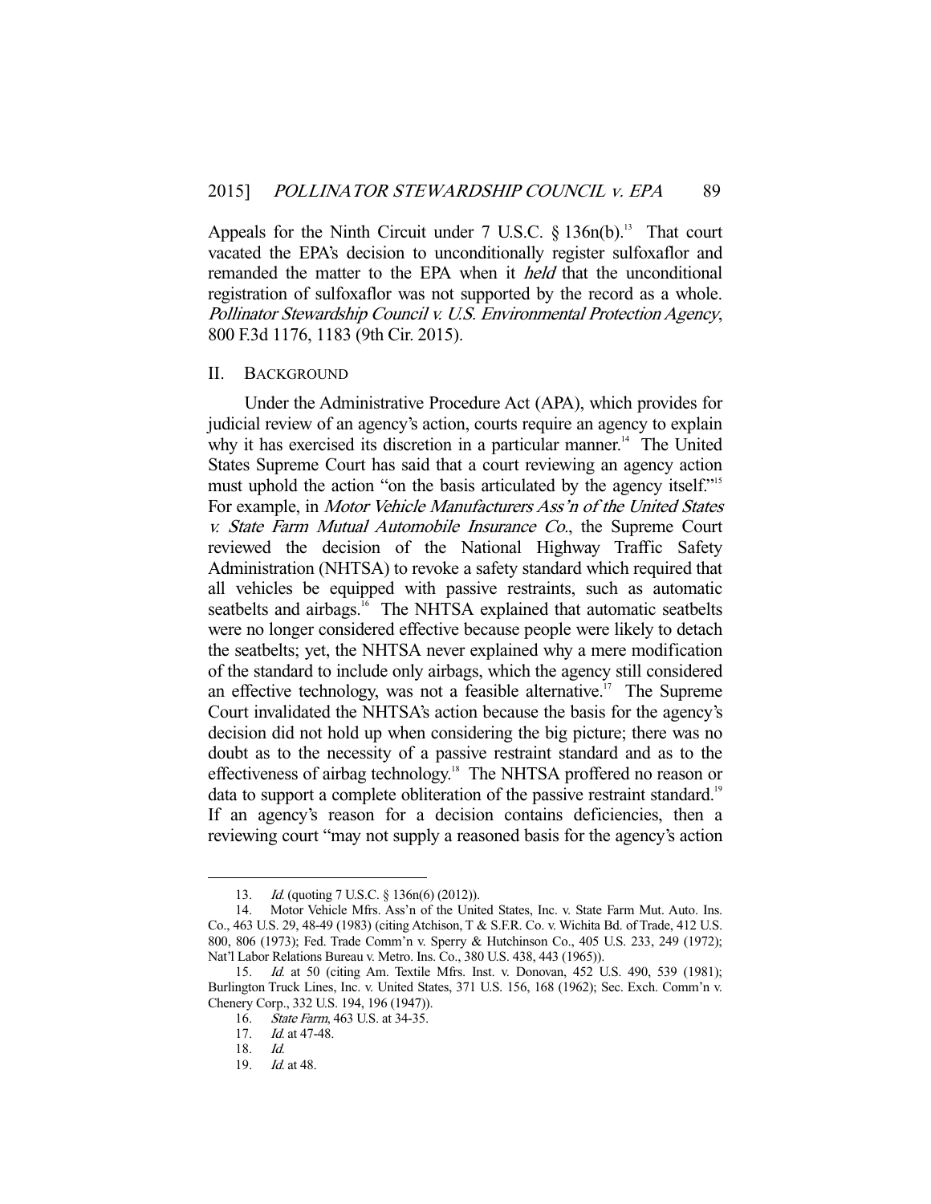Appeals for the Ninth Circuit under 7 U.S.C. § 136n(b).[13] That court vacated the EPA's decision to unconditionally register sulfoxaflor and remanded the matter to the EPA when it *held* that the unconditional registration of sulfoxaflor was not supported by the record as a whole. *Pollinator Stewardship Council v. U.S. Environmental Protection Agency*, 800 F.3d 1176, 1183 (9th Cir. 2015).

## II. BACKGROUND

Under the Administrative Procedure Act (APA), which provides for judicial review of an agency's action, courts require an agency to explain why it has exercised its discretion in a particular manner.[14] The United States Supreme Court has said that a court reviewing an agency action must uphold the action "on the basis articulated by the agency itself."[15] For example, in *Motor Vehicle Manufacturers Ass'n of the United States v. State Farm Mutual Automobile Insurance Co.*, the Supreme Court reviewed the decision of the National Highway Traffic Safety Administration (NHTSA) to revoke a safety standard which required that all vehicles be equipped with passive restraints, such as automatic seatbelts and airbags.[16] The NHTSA explained that automatic seatbelts were no longer considered effective because people were likely to detach the seatbelts; yet, the NHTSA never explained why a mere modification of the standard to include only airbags, which the agency still considered an effective technology, was not a feasible alternative.[17] The Supreme Court invalidated the NHTSA's action because the basis for the agency's decision did not hold up when considering the big picture; there was no doubt as to the necessity of a passive restraint standard and as to the effectiveness of airbag technology.[18] The NHTSA proffered no reason or data to support a complete obliteration of the passive restraint standard.[19] If an agency's reason for a decision contains deficiencies, then a reviewing court "may not supply a reasoned basis for the agency's action

---

13. *Id.* (quoting 7 U.S.C. § 136n(6) (2012)).

14. Motor Vehicle Mfrs. Ass'n of the United States, Inc. v. State Farm Mut. Auto. Ins. Co., 463 U.S. 29, 48-49 (1983) (citing Atchison, T & S.F.R. Co. v. Wichita Bd. of Trade, 412 U.S. 800, 806 (1973); Fed. Trade Comm'n v. Sperry & Hutchinson Co., 405 U.S. 233, 249 (1972); Nat'l Labor Relations Bureau v. Metro. Ins. Co., 380 U.S. 438, 443 (1965)).

15. *Id.* at 50 (citing Am. Textile Mfrs. Inst. v. Donovan, 452 U.S. 490, 539 (1981); Burlington Truck Lines, Inc. v. United States, 371 U.S. 156, 168 (1962); Sec. Exch. Comm'n v. Chenery Corp., 332 U.S. 194, 196 (1947)).

16. *State Farm*, 463 U.S. at 34-35.

17. *Id.* at 47-48.

18. *Id.*

19. *Id.* at 48.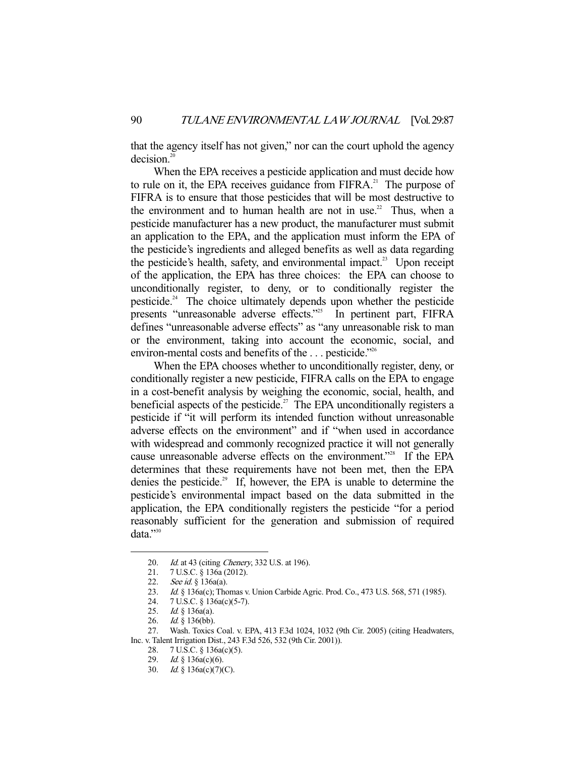that the agency itself has not given," nor can the court uphold the agency decision.[20]

When the EPA receives a pesticide application and must decide how to rule on it, the EPA receives guidance from FIFRA.[21] The purpose of FIFRA is to ensure that those pesticides that will be most destructive to the environment and to human health are not in use.[22] Thus, when a pesticide manufacturer has a new product, the manufacturer must submit an application to the EPA, and the application must inform the EPA of the pesticide's ingredients and alleged benefits as well as data regarding the pesticide's health, safety, and environmental impact.[23] Upon receipt of the application, the EPA has three choices: the EPA can choose to unconditionally register, to deny, or to conditionally register the pesticide.[24] The choice ultimately depends upon whether the pesticide presents "unreasonable adverse effects."[25] In pertinent part, FIFRA defines "unreasonable adverse effects" as "any unreasonable risk to man or the environment, taking into account the economic, social, and environ-mental costs and benefits of the . . . pesticide."[26]

When the EPA chooses whether to unconditionally register, deny, or conditionally register a new pesticide, FIFRA calls on the EPA to engage in a cost-benefit analysis by weighing the economic, social, health, and beneficial aspects of the pesticide.[27] The EPA unconditionally registers a pesticide if "it will perform its intended function without unreasonable adverse effects on the environment" and if "when used in accordance with widespread and commonly recognized practice it will not generally cause unreasonable adverse effects on the environment."[28] If the EPA determines that these requirements have not been met, then the EPA denies the pesticide.[29] If, however, the EPA is unable to determine the pesticide's environmental impact based on the data submitted in the application, the EPA conditionally registers the pesticide "for a period reasonably sufficient for the generation and submission of required data."[30]

---

20. *Id.* at 43 (citing *Chenery*, 332 U.S. at 196).
21. 7 U.S.C. § 136a (2012).
22. *See id.* § 136a(a).
23. *Id.* § 136a(c); Thomas v. Union Carbide Agric. Prod. Co., 473 U.S. 568, 571 (1985).
24. 7 U.S.C. § 136a(c)(5-7).
25. *Id.* § 136a(a).
26. *Id.* § 136(bb).
27. Wash. Toxics Coal. v. EPA, 413 F.3d 1024, 1032 (9th Cir. 2005) (citing Headwaters, Inc. v. Talent Irrigation Dist., 243 F.3d 526, 532 (9th Cir. 2001)).
28. 7 U.S.C. § 136a(c)(5).
29. *Id.* § 136a(c)(6).
30. *Id.* § 136a(c)(7)(C).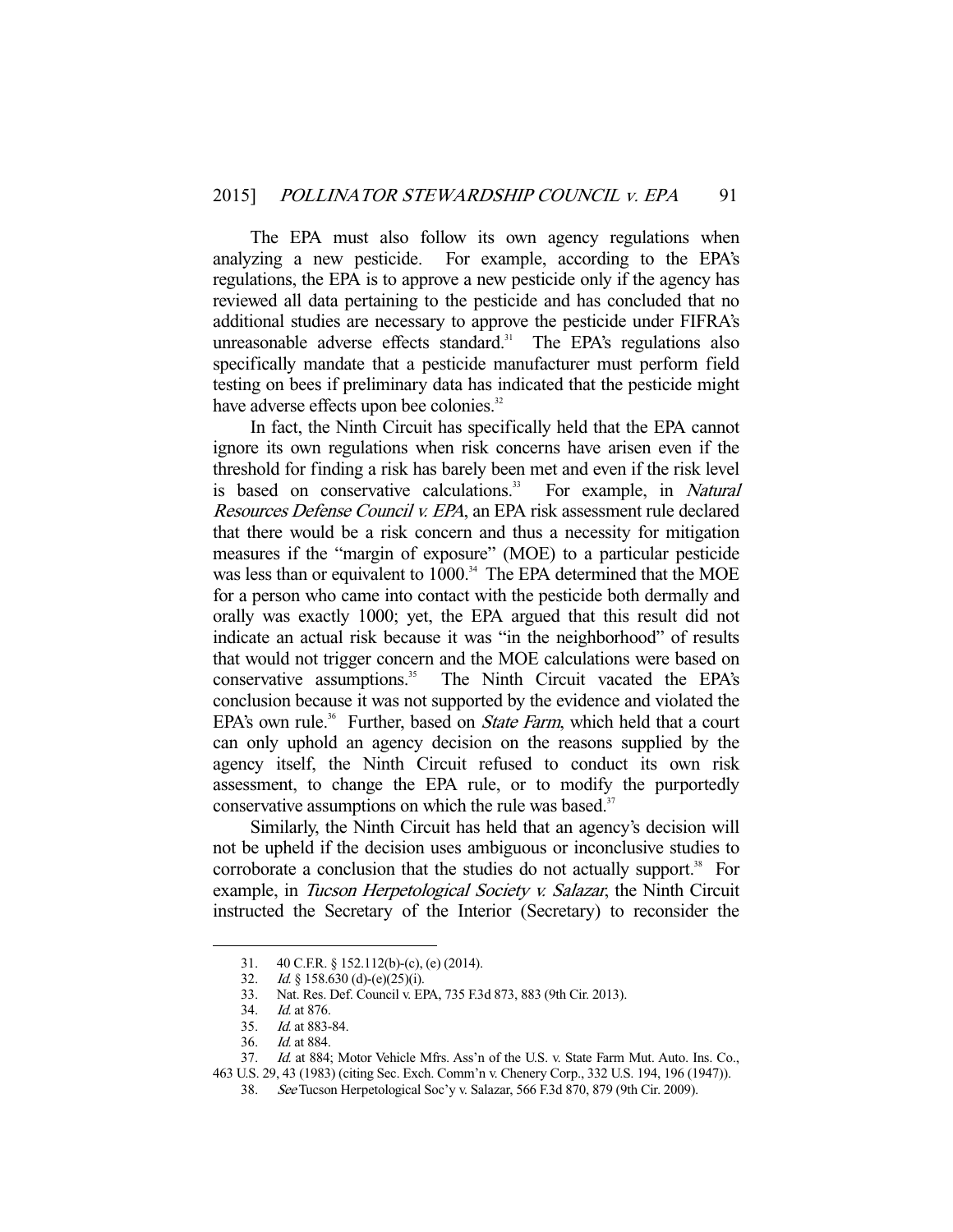The EPA must also follow its own agency regulations when analyzing a new pesticide. For example, according to the EPA's regulations, the EPA is to approve a new pesticide only if the agency has reviewed all data pertaining to the pesticide and has concluded that no additional studies are necessary to approve the pesticide under FIFRA's unreasonable adverse effects standard.[31] The EPA's regulations also specifically mandate that a pesticide manufacturer must perform field testing on bees if preliminary data has indicated that the pesticide might have adverse effects upon bee colonies.[32]

In fact, the Ninth Circuit has specifically held that the EPA cannot ignore its own regulations when risk concerns have arisen even if the threshold for finding a risk has barely been met and even if the risk level is based on conservative calculations.[33] For example, in *Natural Resources Defense Council v. EPA*, an EPA risk assessment rule declared that there would be a risk concern and thus a necessity for mitigation measures if the "margin of exposure" (MOE) to a particular pesticide was less than or equivalent to 1000.[34] The EPA determined that the MOE for a person who came into contact with the pesticide both dermally and orally was exactly 1000; yet, the EPA argued that this result did not indicate an actual risk because it was "in the neighborhood" of results that would not trigger concern and the MOE calculations were based on conservative assumptions.[35] The Ninth Circuit vacated the EPA's conclusion because it was not supported by the evidence and violated the EPA's own rule.[36] Further, based on *State Farm*, which held that a court can only uphold an agency decision on the reasons supplied by the agency itself, the Ninth Circuit refused to conduct its own risk assessment, to change the EPA rule, or to modify the purportedly conservative assumptions on which the rule was based.[37]

Similarly, the Ninth Circuit has held that an agency's decision will not be upheld if the decision uses ambiguous or inconclusive studies to corroborate a conclusion that the studies do not actually support.[38] For example, in *Tucson Herpetological Society v. Salazar*, the Ninth Circuit instructed the Secretary of the Interior (Secretary) to reconsider the

---

31. 40 C.F.R. § 152.112(b)-(c), (e) (2014).
32. *Id.* § 158.630 (d)-(e)(25)(i).
33. Nat. Res. Def. Council v. EPA, 735 F.3d 873, 883 (9th Cir. 2013).
34. *Id.* at 876.
35. *Id.* at 883-84.
36. *Id.* at 884.
37. *Id.* at 884; Motor Vehicle Mfrs. Ass'n of the U.S. v. State Farm Mut. Auto. Ins. Co., 463 U.S. 29, 43 (1983) (citing Sec. Exch. Comm'n v. Chenery Corp., 332 U.S. 194, 196 (1947)).
38. *See* Tucson Herpetological Soc'y v. Salazar, 566 F.3d 870, 879 (9th Cir. 2009).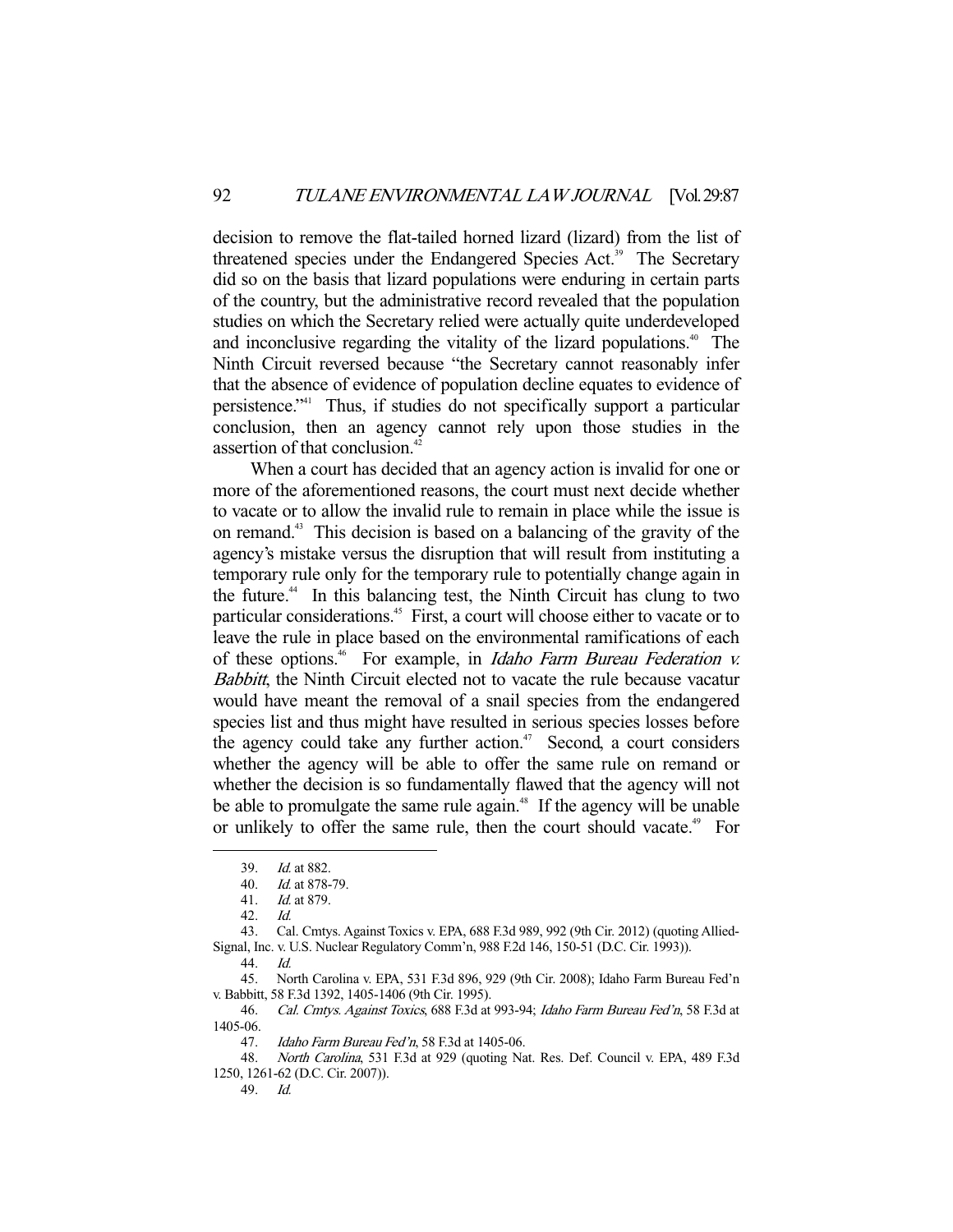decision to remove the flat-tailed horned lizard (lizard) from the list of threatened species under the Endangered Species Act.[39] The Secretary did so on the basis that lizard populations were enduring in certain parts of the country, but the administrative record revealed that the population studies on which the Secretary relied were actually quite underdeveloped and inconclusive regarding the vitality of the lizard populations.[40] The Ninth Circuit reversed because "the Secretary cannot reasonably infer that the absence of evidence of population decline equates to evidence of persistence."[41] Thus, if studies do not specifically support a particular conclusion, then an agency cannot rely upon those studies in the assertion of that conclusion.[42]

When a court has decided that an agency action is invalid for one or more of the aforementioned reasons, the court must next decide whether to vacate or to allow the invalid rule to remain in place while the issue is on remand.[43] This decision is based on a balancing of the gravity of the agency's mistake versus the disruption that will result from instituting a temporary rule only for the temporary rule to potentially change again in the future.[44] In this balancing test, the Ninth Circuit has clung to two particular considerations.[45] First, a court will choose either to vacate or to leave the rule in place based on the environmental ramifications of each of these options.[46] For example, in *Idaho Farm Bureau Federation v. Babbitt*, the Ninth Circuit elected not to vacate the rule because vacatur would have meant the removal of a snail species from the endangered species list and thus might have resulted in serious species losses before the agency could take any further action.[47] Second, a court considers whether the agency will be able to offer the same rule on remand or whether the decision is so fundamentally flawed that the agency will not be able to promulgate the same rule again.[48] If the agency will be unable or unlikely to offer the same rule, then the court should vacate.[49] For

---

39. *Id.* at 882.

40. *Id.* at 878-79.

41. *Id.* at 879.

42. *Id.*

43. Cal. Cmtys. Against Toxics v. EPA, 688 F.3d 989, 992 (9th Cir. 2012) (quoting Allied-Signal, Inc. v. U.S. Nuclear Regulatory Comm'n, 988 F.2d 146, 150-51 (D.C. Cir. 1993)).

44. *Id.*

45. North Carolina v. EPA, 531 F.3d 896, 929 (9th Cir. 2008); Idaho Farm Bureau Fed'n v. Babbitt, 58 F.3d 1392, 1405-1406 (9th Cir. 1995).

46. *Cal. Cmtys. Against Toxics*, 688 F.3d at 993-94; *Idaho Farm Bureau Fed'n*, 58 F.3d at 1405-06.

47. *Idaho Farm Bureau Fed'n*, 58 F.3d at 1405-06.

48. *North Carolina*, 531 F.3d at 929 (quoting Nat. Res. Def. Council v. EPA, 489 F.3d 1250, 1261-62 (D.C. Cir. 2007)).

49. *Id.*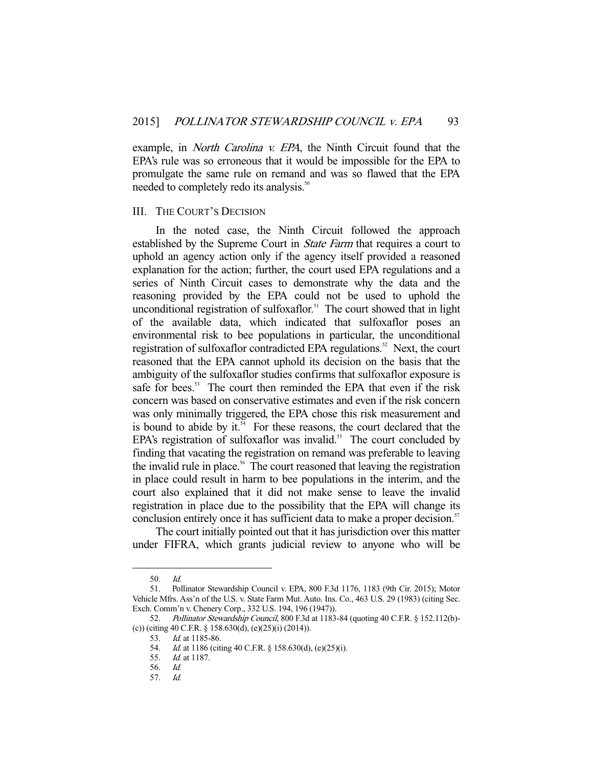example, in *North Carolina v. EPA*, the Ninth Circuit found that the EPA's rule was so erroneous that it would be impossible for the EPA to promulgate the same rule on remand and was so flawed that the EPA needed to completely redo its analysis.[50]

## III. THE COURT'S DECISION

In the noted case, the Ninth Circuit followed the approach established by the Supreme Court in *State Farm* that requires a court to uphold an agency action only if the agency itself provided a reasoned explanation for the action; further, the court used EPA regulations and a series of Ninth Circuit cases to demonstrate why the data and the reasoning provided by the EPA could not be used to uphold the unconditional registration of sulfoxaflor.[51] The court showed that in light of the available data, which indicated that sulfoxaflor poses an environmental risk to bee populations in particular, the unconditional registration of sulfoxaflor contradicted EPA regulations.[52] Next, the court reasoned that the EPA cannot uphold its decision on the basis that the ambiguity of the sulfoxaflor studies confirms that sulfoxaflor exposure is safe for bees.[53] The court then reminded the EPA that even if the risk concern was based on conservative estimates and even if the risk concern was only minimally triggered, the EPA chose this risk measurement and is bound to abide by it.[54] For these reasons, the court declared that the EPA's registration of sulfoxaflor was invalid.[55] The court concluded by finding that vacating the registration on remand was preferable to leaving the invalid rule in place.[56] The court reasoned that leaving the registration in place could result in harm to bee populations in the interim, and the court also explained that it did not make sense to leave the invalid registration in place due to the possibility that the EPA will change its conclusion entirely once it has sufficient data to make a proper decision.[57]

The court initially pointed out that it has jurisdiction over this matter under FIFRA, which grants judicial review to anyone who will be

---

50. *Id.*

51. Pollinator Stewardship Council v. EPA, 800 F.3d 1176, 1183 (9th Cir. 2015); Motor Vehicle Mfrs. Ass'n of the U.S. v. State Farm Mut. Auto. Ins. Co., 463 U.S. 29 (1983) (citing Sec. Exch. Comm'n v. Chenery Corp., 332 U.S. 194, 196 (1947)).

52. *Pollinator Stewardship Council*, 800 F.3d at 1183-84 (quoting 40 C.F.R. § 152.112(b)-(c)) (citing 40 C.F.R. § 158.630(d), (e)(25)(i) (2014)).

53. *Id.* at 1185-86.

54. *Id.* at 1186 (citing 40 C.F.R. § 158.630(d), (e)(25)(i).

55. *Id.* at 1187.

56. *Id.*

57. *Id.*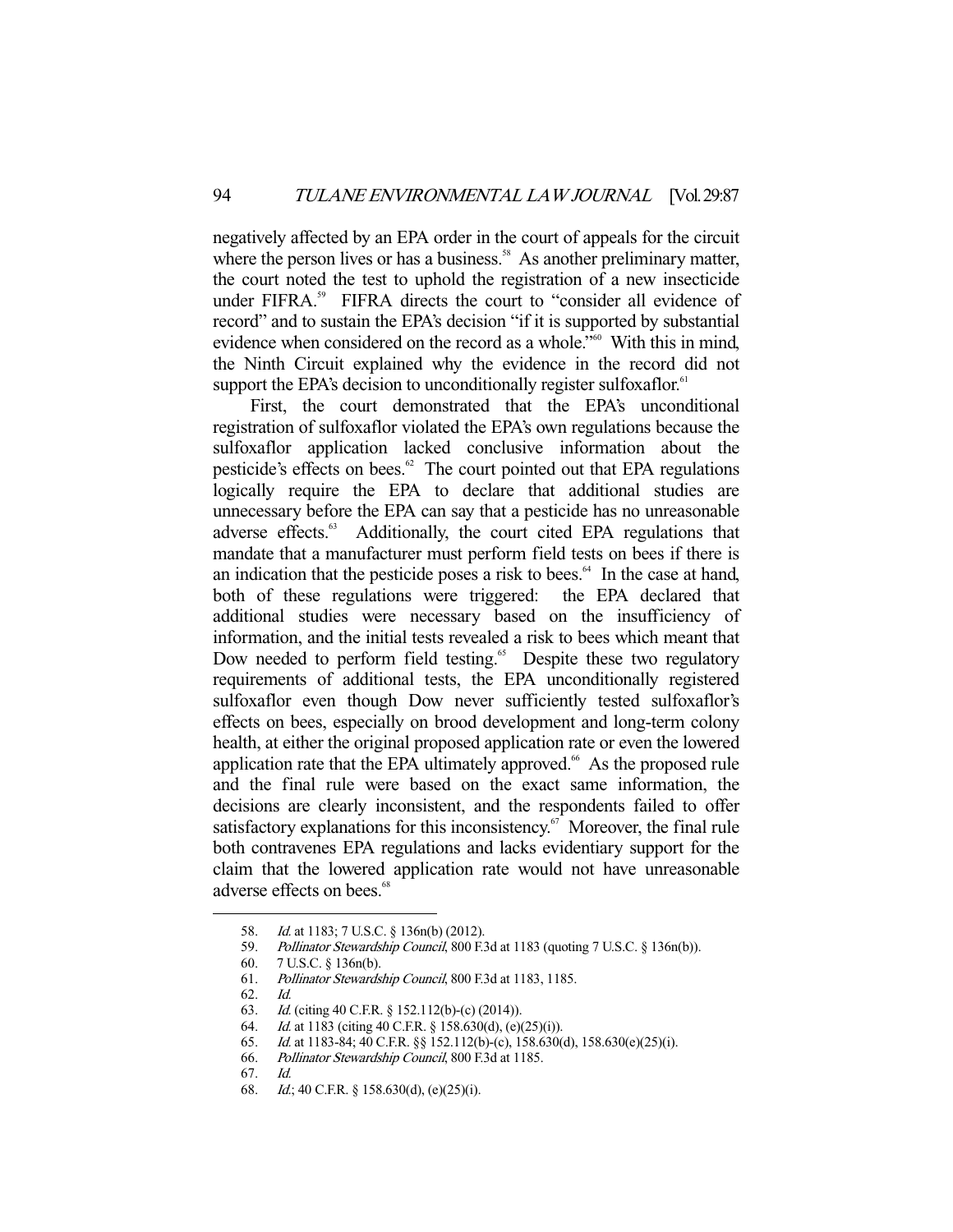negatively affected by an EPA order in the court of appeals for the circuit where the person lives or has a business.[58] As another preliminary matter, the court noted the test to uphold the registration of a new insecticide under FIFRA.[59] FIFRA directs the court to "consider all evidence of record" and to sustain the EPA's decision "if it is supported by substantial evidence when considered on the record as a whole."[60] With this in mind, the Ninth Circuit explained why the evidence in the record did not support the EPA's decision to unconditionally register sulfoxaflor.[61]

First, the court demonstrated that the EPA's unconditional registration of sulfoxaflor violated the EPA's own regulations because the sulfoxaflor application lacked conclusive information about the pesticide's effects on bees.[62] The court pointed out that EPA regulations logically require the EPA to declare that additional studies are unnecessary before the EPA can say that a pesticide has no unreasonable adverse effects.[63] Additionally, the court cited EPA regulations that mandate that a manufacturer must perform field tests on bees if there is an indication that the pesticide poses a risk to bees.[64] In the case at hand, both of these regulations were triggered: the EPA declared that additional studies were necessary based on the insufficiency of information, and the initial tests revealed a risk to bees which meant that Dow needed to perform field testing.[65] Despite these two regulatory requirements of additional tests, the EPA unconditionally registered sulfoxaflor even though Dow never sufficiently tested sulfoxaflor's effects on bees, especially on brood development and long-term colony health, at either the original proposed application rate or even the lowered application rate that the EPA ultimately approved.[66] As the proposed rule and the final rule were based on the exact same information, the decisions are clearly inconsistent, and the respondents failed to offer satisfactory explanations for this inconsistency.[67] Moreover, the final rule both contravenes EPA regulations and lacks evidentiary support for the claim that the lowered application rate would not have unreasonable adverse effects on bees.[68]

---

58. *Id.* at 1183; 7 U.S.C. § 136n(b) (2012).
59. *Pollinator Stewardship Council*, 800 F.3d at 1183 (quoting 7 U.S.C. § 136n(b)).
60. 7 U.S.C. § 136n(b).
61. *Pollinator Stewardship Council*, 800 F.3d at 1183, 1185.
62. *Id.*
63. *Id.* (citing 40 C.F.R. § 152.112(b)-(c) (2014)).
64. *Id.* at 1183 (citing 40 C.F.R. § 158.630(d), (e)(25)(i)).
65. *Id.* at 1183-84; 40 C.F.R. §§ 152.112(b)-(c), 158.630(d), 158.630(e)(25)(i).
66. *Pollinator Stewardship Council*, 800 F.3d at 1185.
67. *Id.*
68. *Id.*; 40 C.F.R. § 158.630(d), (e)(25)(i).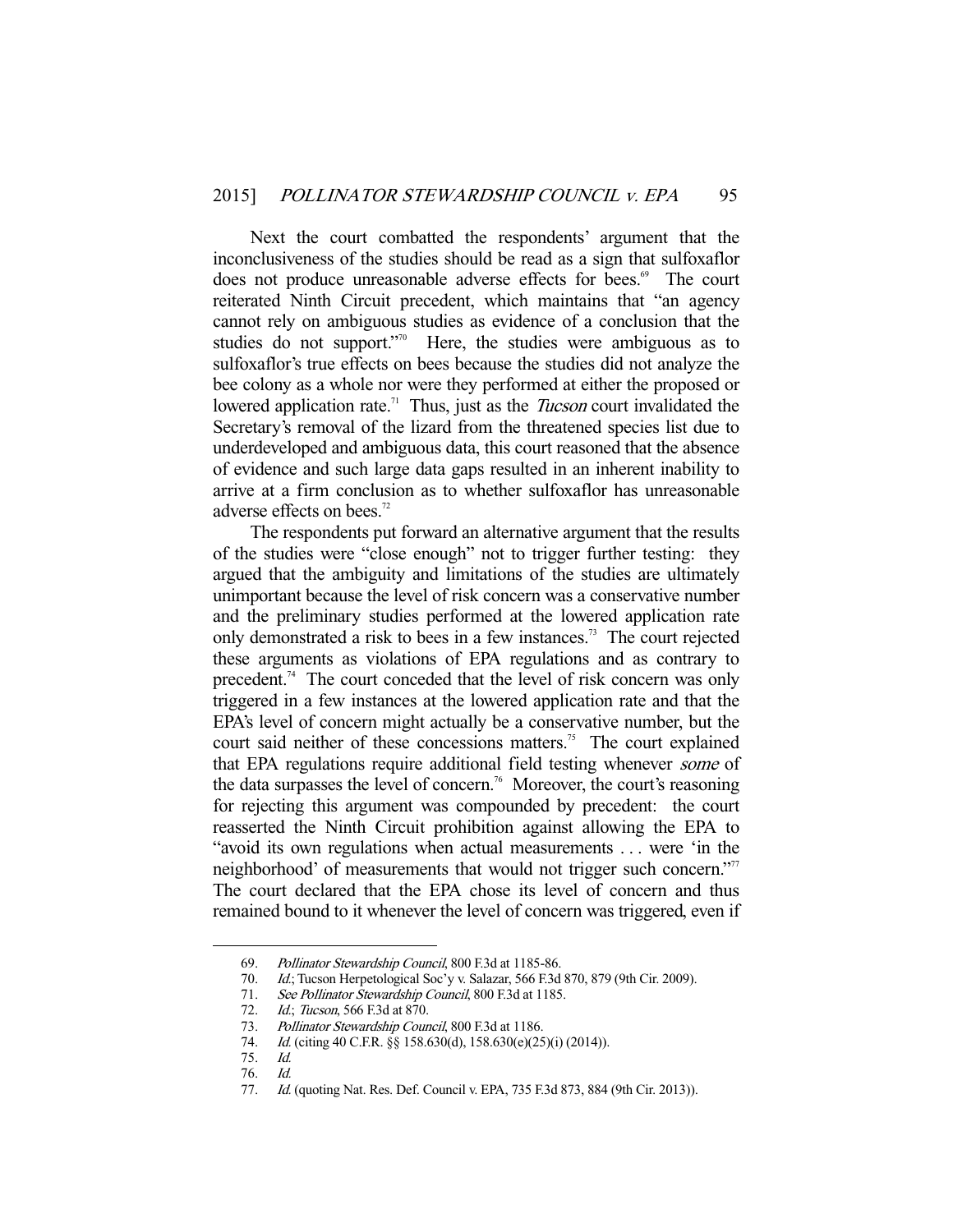Next the court combatted the respondents' argument that the inconclusiveness of the studies should be read as a sign that sulfoxaflor does not produce unreasonable adverse effects for bees.[69] The court reiterated Ninth Circuit precedent, which maintains that "an agency cannot rely on ambiguous studies as evidence of a conclusion that the studies do not support."[70] Here, the studies were ambiguous as to sulfoxaflor's true effects on bees because the studies did not analyze the bee colony as a whole nor were they performed at either the proposed or lowered application rate.[71] Thus, just as the *Tucson* court invalidated the Secretary's removal of the lizard from the threatened species list due to underdeveloped and ambiguous data, this court reasoned that the absence of evidence and such large data gaps resulted in an inherent inability to arrive at a firm conclusion as to whether sulfoxaflor has unreasonable adverse effects on bees.[72]

The respondents put forward an alternative argument that the results of the studies were "close enough" not to trigger further testing: they argued that the ambiguity and limitations of the studies are ultimately unimportant because the level of risk concern was a conservative number and the preliminary studies performed at the lowered application rate only demonstrated a risk to bees in a few instances.[73] The court rejected these arguments as violations of EPA regulations and as contrary to precedent.[74] The court conceded that the level of risk concern was only triggered in a few instances at the lowered application rate and that the EPA's level of concern might actually be a conservative number, but the court said neither of these concessions matters.[75] The court explained that EPA regulations require additional field testing whenever *some* of the data surpasses the level of concern.[76] Moreover, the court's reasoning for rejecting this argument was compounded by precedent: the court reasserted the Ninth Circuit prohibition against allowing the EPA to "avoid its own regulations when actual measurements . . . were 'in the neighborhood' of measurements that would not trigger such concern."[77] The court declared that the EPA chose its level of concern and thus remained bound to it whenever the level of concern was triggered, even if

---

69. *Pollinator Stewardship Council*, 800 F.3d at 1185-86.
70. *Id.*; Tucson Herpetological Soc'y v. Salazar, 566 F.3d 870, 879 (9th Cir. 2009).
71. *See Pollinator Stewardship Council*, 800 F.3d at 1185.
72. *Id.*; *Tucson*, 566 F.3d at 870.
73. *Pollinator Stewardship Council*, 800 F.3d at 1186.
74. *Id.* (citing 40 C.F.R. §§ 158.630(d), 158.630(e)(25)(i) (2014)).
75. *Id.*
76. *Id.*
77. *Id.* (quoting Nat. Res. Def. Council v. EPA, 735 F.3d 873, 884 (9th Cir. 2013)).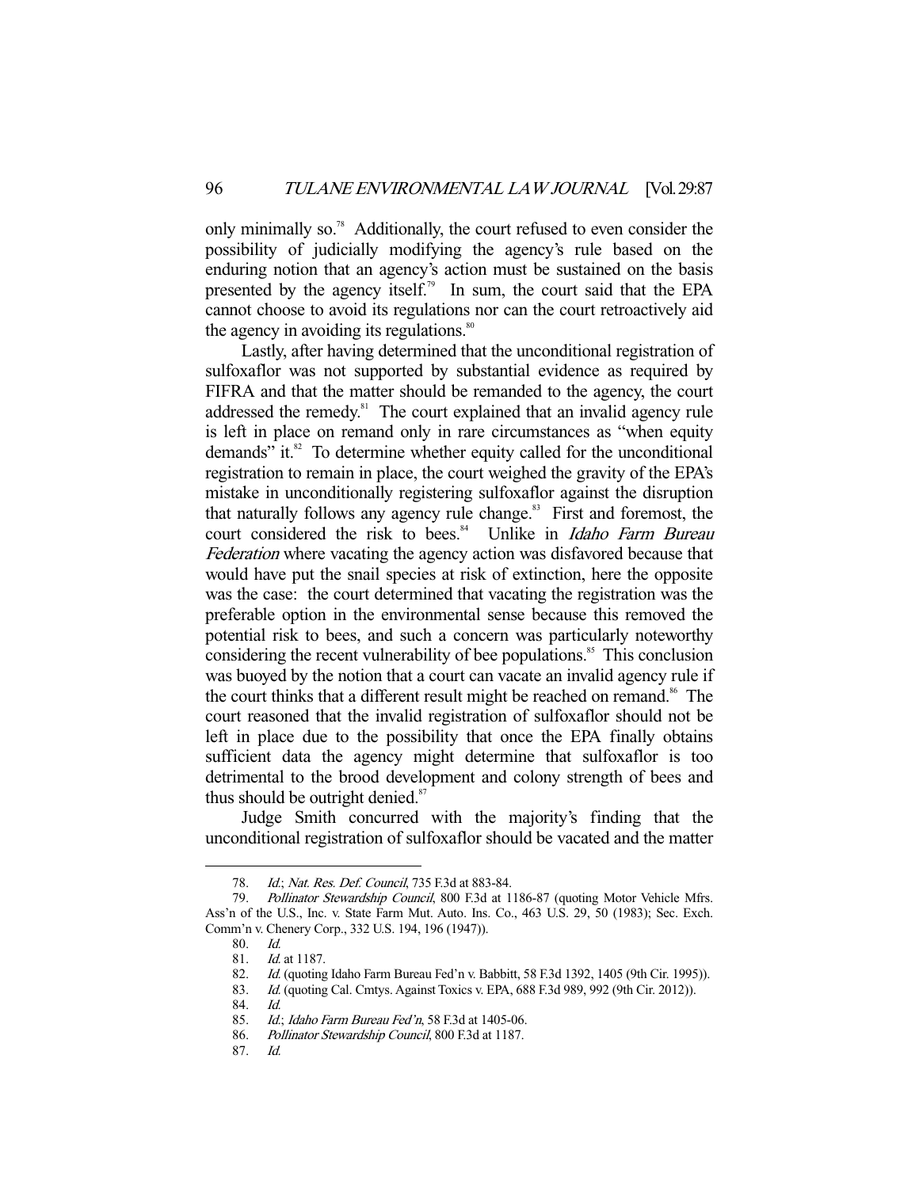only minimally so.[78] Additionally, the court refused to even consider the possibility of judicially modifying the agency's rule based on the enduring notion that an agency's action must be sustained on the basis presented by the agency itself.[79] In sum, the court said that the EPA cannot choose to avoid its regulations nor can the court retroactively aid the agency in avoiding its regulations.[80]

Lastly, after having determined that the unconditional registration of sulfoxaflor was not supported by substantial evidence as required by FIFRA and that the matter should be remanded to the agency, the court addressed the remedy.[81] The court explained that an invalid agency rule is left in place on remand only in rare circumstances as "when equity demands" it.[82] To determine whether equity called for the unconditional registration to remain in place, the court weighed the gravity of the EPA's mistake in unconditionally registering sulfoxaflor against the disruption that naturally follows any agency rule change.[83] First and foremost, the court considered the risk to bees.[84] Unlike in *Idaho Farm Bureau Federation* where vacating the agency action was disfavored because that would have put the snail species at risk of extinction, here the opposite was the case: the court determined that vacating the registration was the preferable option in the environmental sense because this removed the potential risk to bees, and such a concern was particularly noteworthy considering the recent vulnerability of bee populations.[85] This conclusion was buoyed by the notion that a court can vacate an invalid agency rule if the court thinks that a different result might be reached on remand.[86] The court reasoned that the invalid registration of sulfoxaflor should not be left in place due to the possibility that once the EPA finally obtains sufficient data the agency might determine that sulfoxaflor is too detrimental to the brood development and colony strength of bees and thus should be outright denied.[87]

Judge Smith concurred with the majority's finding that the unconditional registration of sulfoxaflor should be vacated and the matter

---

78. *Id.*; *Nat. Res. Def. Council*, 735 F.3d at 883-84.
79. *Pollinator Stewardship Council*, 800 F.3d at 1186-87 (quoting Motor Vehicle Mfrs. Ass'n of the U.S., Inc. v. State Farm Mut. Auto. Ins. Co., 463 U.S. 29, 50 (1983); Sec. Exch. Comm'n v. Chenery Corp., 332 U.S. 194, 196 (1947)).
80. *Id.*
81. *Id.* at 1187.
82. *Id.* (quoting Idaho Farm Bureau Fed'n v. Babbitt, 58 F.3d 1392, 1405 (9th Cir. 1995)).
83. *Id.* (quoting Cal. Cmtys. Against Toxics v. EPA, 688 F.3d 989, 992 (9th Cir. 2012)).
84. *Id.*
85. *Id.*; *Idaho Farm Bureau Fed'n*, 58 F.3d at 1405-06.
86. *Pollinator Stewardship Council*, 800 F.3d at 1187.
87. *Id.*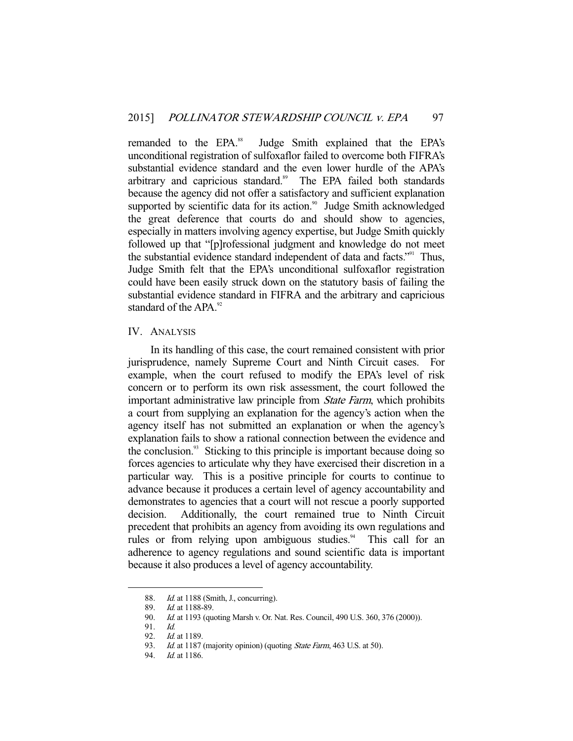remanded to the EPA.[88] Judge Smith explained that the EPA's unconditional registration of sulfoxaflor failed to overcome both FIFRA's substantial evidence standard and the even lower hurdle of the APA's arbitrary and capricious standard.[89] The EPA failed both standards because the agency did not offer a satisfactory and sufficient explanation supported by scientific data for its action.[90] Judge Smith acknowledged the great deference that courts do and should show to agencies, especially in matters involving agency expertise, but Judge Smith quickly followed up that "[p]rofessional judgment and knowledge do not meet the substantial evidence standard independent of data and facts."[91] Thus, Judge Smith felt that the EPA's unconditional sulfoxaflor registration could have been easily struck down on the statutory basis of failing the substantial evidence standard in FIFRA and the arbitrary and capricious standard of the APA.[92]

## IV. ANALYSIS

In its handling of this case, the court remained consistent with prior jurisprudence, namely Supreme Court and Ninth Circuit cases. For example, when the court refused to modify the EPA's level of risk concern or to perform its own risk assessment, the court followed the important administrative law principle from *State Farm*, which prohibits a court from supplying an explanation for the agency's action when the agency itself has not submitted an explanation or when the agency's explanation fails to show a rational connection between the evidence and the conclusion.[93] Sticking to this principle is important because doing so forces agencies to articulate why they have exercised their discretion in a particular way. This is a positive principle for courts to continue to advance because it produces a certain level of agency accountability and demonstrates to agencies that a court will not rescue a poorly supported decision. Additionally, the court remained true to Ninth Circuit precedent that prohibits an agency from avoiding its own regulations and rules or from relying upon ambiguous studies.[94] This call for an adherence to agency regulations and sound scientific data is important because it also produces a level of agency accountability.

---

88. *Id.* at 1188 (Smith, J., concurring).
89. *Id.* at 1188-89.
90. *Id.* at 1193 (quoting Marsh v. Or. Nat. Res. Council, 490 U.S. 360, 376 (2000)).
91. *Id.*
92. *Id.* at 1189.
93. *Id.* at 1187 (majority opinion) (quoting *State Farm*, 463 U.S. at 50).
94. *Id.* at 1186.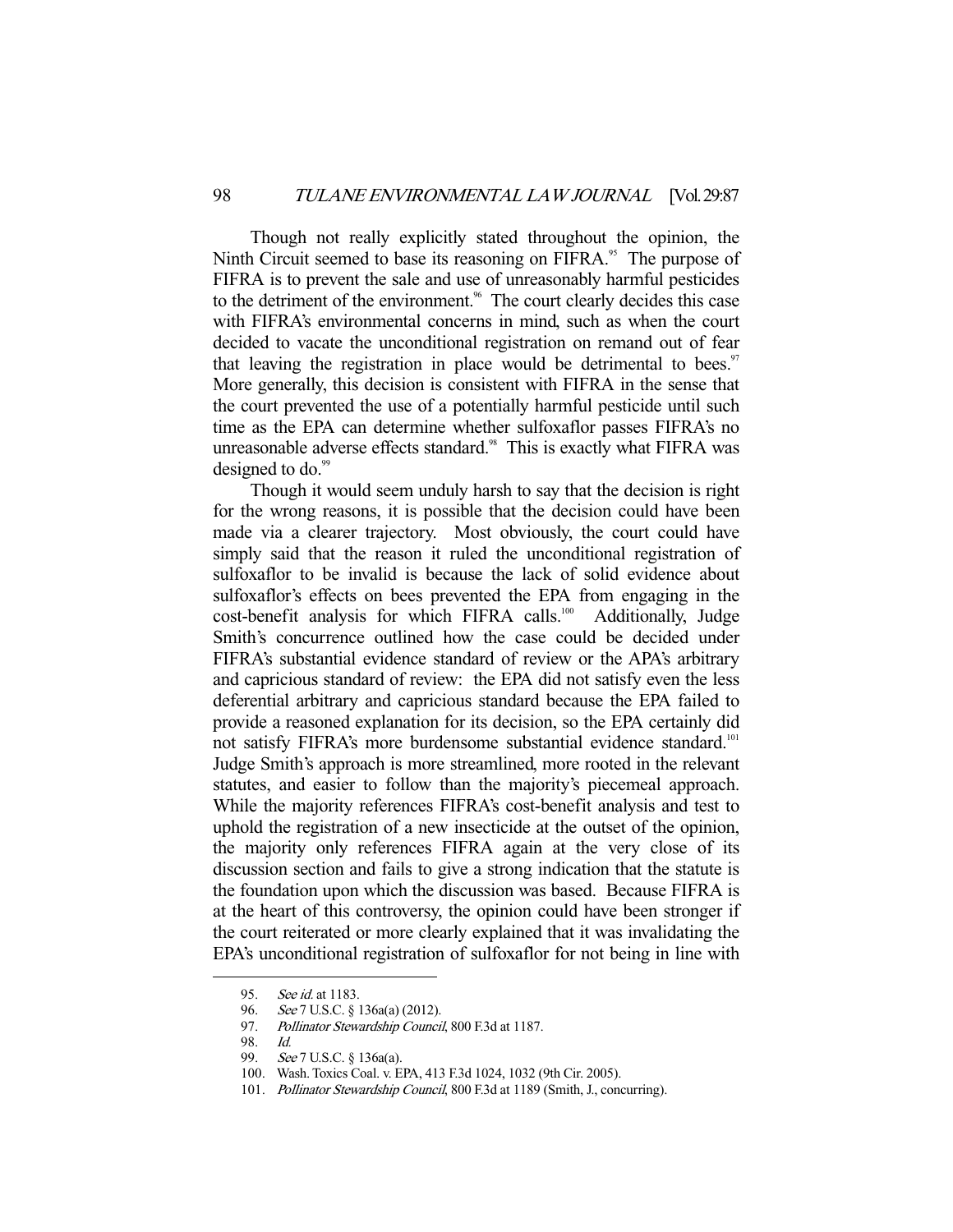Though not really explicitly stated throughout the opinion, the Ninth Circuit seemed to base its reasoning on FIFRA.[95] The purpose of FIFRA is to prevent the sale and use of unreasonably harmful pesticides to the detriment of the environment.[96] The court clearly decides this case with FIFRA's environmental concerns in mind, such as when the court decided to vacate the unconditional registration on remand out of fear that leaving the registration in place would be detrimental to bees.[97] More generally, this decision is consistent with FIFRA in the sense that the court prevented the use of a potentially harmful pesticide until such time as the EPA can determine whether sulfoxaflor passes FIFRA's no unreasonable adverse effects standard.[98] This is exactly what FIFRA was designed to do.[99]

Though it would seem unduly harsh to say that the decision is right for the wrong reasons, it is possible that the decision could have been made via a clearer trajectory. Most obviously, the court could have simply said that the reason it ruled the unconditional registration of sulfoxaflor to be invalid is because the lack of solid evidence about sulfoxaflor's effects on bees prevented the EPA from engaging in the cost-benefit analysis for which FIFRA calls.[100] Additionally, Judge Smith's concurrence outlined how the case could be decided under FIFRA's substantial evidence standard of review or the APA's arbitrary and capricious standard of review: the EPA did not satisfy even the less deferential arbitrary and capricious standard because the EPA failed to provide a reasoned explanation for its decision, so the EPA certainly did not satisfy FIFRA's more burdensome substantial evidence standard.[101] Judge Smith's approach is more streamlined, more rooted in the relevant statutes, and easier to follow than the majority's piecemeal approach. While the majority references FIFRA's cost-benefit analysis and test to uphold the registration of a new insecticide at the outset of the opinion, the majority only references FIFRA again at the very close of its discussion section and fails to give a strong indication that the statute is the foundation upon which the discussion was based. Because FIFRA is at the heart of this controversy, the opinion could have been stronger if the court reiterated or more clearly explained that it was invalidating the EPA's unconditional registration of sulfoxaflor for not being in line with

---

95. *See id.* at 1183.
96. *See* 7 U.S.C. § 136a(a) (2012).
97. *Pollinator Stewardship Council*, 800 F.3d at 1187.
98. *Id.*
99. *See* 7 U.S.C. § 136a(a).
100. Wash. Toxics Coal. v. EPA, 413 F.3d 1024, 1032 (9th Cir. 2005).
101. *Pollinator Stewardship Council*, 800 F.3d at 1189 (Smith, J., concurring).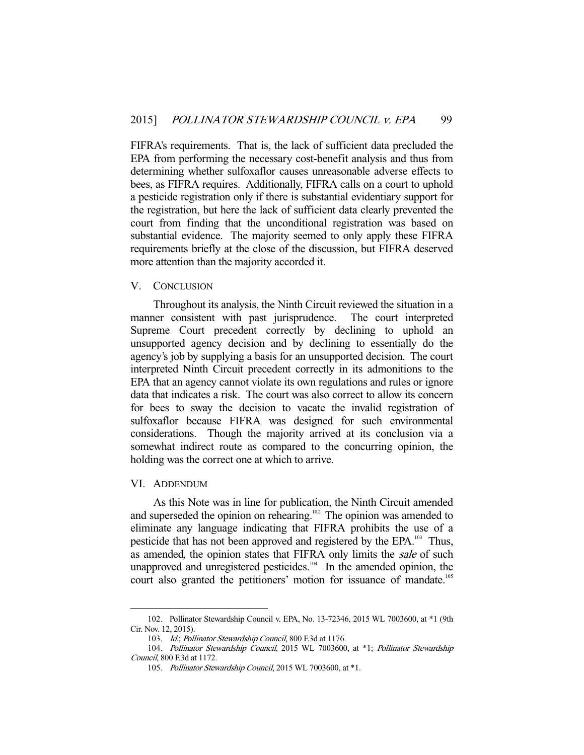FIFRA's requirements. That is, the lack of sufficient data precluded the EPA from performing the necessary cost-benefit analysis and thus from determining whether sulfoxaflor causes unreasonable adverse effects to bees, as FIFRA requires. Additionally, FIFRA calls on a court to uphold a pesticide registration only if there is substantial evidentiary support for the registration, but here the lack of sufficient data clearly prevented the court from finding that the unconditional registration was based on substantial evidence. The majority seemed to only apply these FIFRA requirements briefly at the close of the discussion, but FIFRA deserved more attention than the majority accorded it.

## V. CONCLUSION

Throughout its analysis, the Ninth Circuit reviewed the situation in a manner consistent with past jurisprudence. The court interpreted Supreme Court precedent correctly by declining to uphold an unsupported agency decision and by declining to essentially do the agency's job by supplying a basis for an unsupported decision. The court interpreted Ninth Circuit precedent correctly in its admonitions to the EPA that an agency cannot violate its own regulations and rules or ignore data that indicates a risk. The court was also correct to allow its concern for bees to sway the decision to vacate the invalid registration of sulfoxaflor because FIFRA was designed for such environmental considerations. Though the majority arrived at its conclusion via a somewhat indirect route as compared to the concurring opinion, the holding was the correct one at which to arrive.

## VI. ADDENDUM

As this Note was in line for publication, the Ninth Circuit amended and superseded the opinion on rehearing.[102] The opinion was amended to eliminate any language indicating that FIFRA prohibits the use of a pesticide that has not been approved and registered by the EPA.[103] Thus, as amended, the opinion states that FIFRA only limits the *sale* of such unapproved and unregistered pesticides.[104] In the amended opinion, the court also granted the petitioners' motion for issuance of mandate.[105]

---

102. Pollinator Stewardship Council v. EPA, No. 13-72346, 2015 WL 7003600, at *1 (9th Cir. Nov. 12, 2015).

103. *Id.*; *Pollinator Stewardship Council*, 800 F.3d at 1176.

104. *Pollinator Stewardship Council*, 2015 WL 7003600, at *1; *Pollinator Stewardship Council*, 800 F.3d at 1172.

105. *Pollinator Stewardship Council*, 2015 WL 7003600, at *1.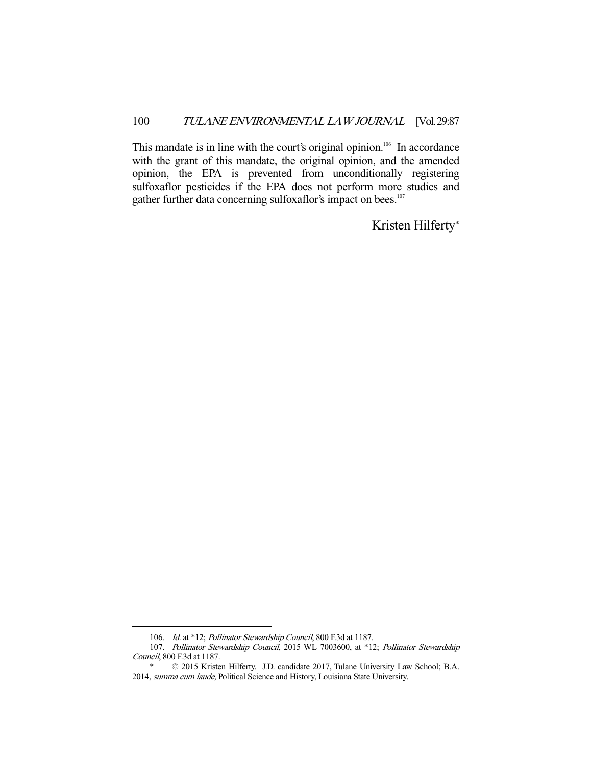This mandate is in line with the court's original opinion.[106] In accordance with the grant of this mandate, the original opinion, and the amended opinion, the EPA is prevented from unconditionally registering sulfoxaflor pesticides if the EPA does not perform more studies and gather further data concerning sulfoxaflor's impact on bees.[107]

Kristen Hilferty*

---

106. *Id.* at *12; *Pollinator Stewardship Council*, 800 F.3d at 1187.

107. *Pollinator Stewardship Council*, 2015 WL 7003600, at *12; *Pollinator Stewardship Council*, 800 F.3d at 1187.

\* © 2015 Kristen Hilferty. J.D. candidate 2017, Tulane University Law School; B.A. 2014, *summa cum laude*, Political Science and History, Louisiana State University.